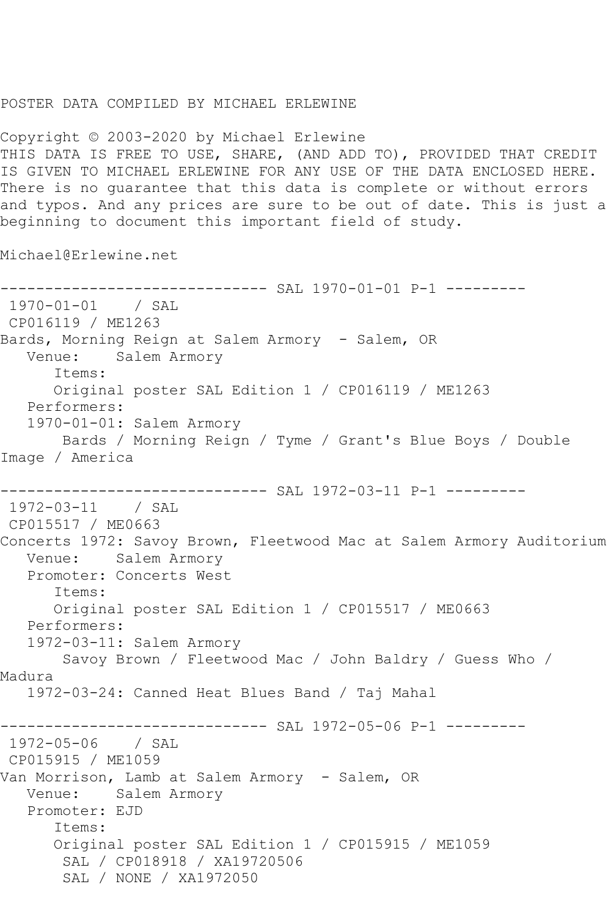POSTER DATA COMPILED BY MICHAEL ERLEWINE

Copyright © 2003-2020 by Michael Erlewine
THIS DATA IS FREE TO USE, SHARE, (AND ADD TO), PROVIDED THAT CREDIT IS GIVEN TO MICHAEL ERLEWINE FOR ANY USE OF THE DATA ENCLOSED HERE. There is no guarantee that this data is complete or without errors and typos. And any prices are sure to be out of date. This is just a beginning to document this important field of study.

Michael@Erlewine.net

```
------------------------------ SAL 1970-01-01 P-1 ---------
 1970-01-01    / SAL
 CP016119 / ME1263
Bards, Morning Reign at Salem Armory  - Salem, OR
   Venue:    Salem Armory
      Items:
      Original poster SAL Edition 1 / CP016119 / ME1263
   Performers:
   1970-01-01: Salem Armory
       Bards / Morning Reign / Tyme / Grant's Blue Boys / Double
Image / America

------------------------------ SAL 1972-03-11 P-1 ---------
 1972-03-11    / SAL
 CP015517 / ME0663
Concerts 1972: Savoy Brown, Fleetwood Mac at Salem Armory Auditorium
   Venue:    Salem Armory
   Promoter: Concerts West
      Items:
      Original poster SAL Edition 1 / CP015517 / ME0663
   Performers:
   1972-03-11: Salem Armory
       Savoy Brown / Fleetwood Mac / John Baldry / Guess Who /
Madura
   1972-03-24: Canned Heat Blues Band / Taj Mahal

------------------------------ SAL 1972-05-06 P-1 ---------
 1972-05-06    / SAL
 CP015915 / ME1059
Van Morrison, Lamb at Salem Armory  - Salem, OR
   Venue:    Salem Armory
   Promoter: EJD
      Items:
      Original poster SAL Edition 1 / CP015915 / ME1059
       SAL / CP018918 / XA19720506
       SAL / NONE / XA1972050
```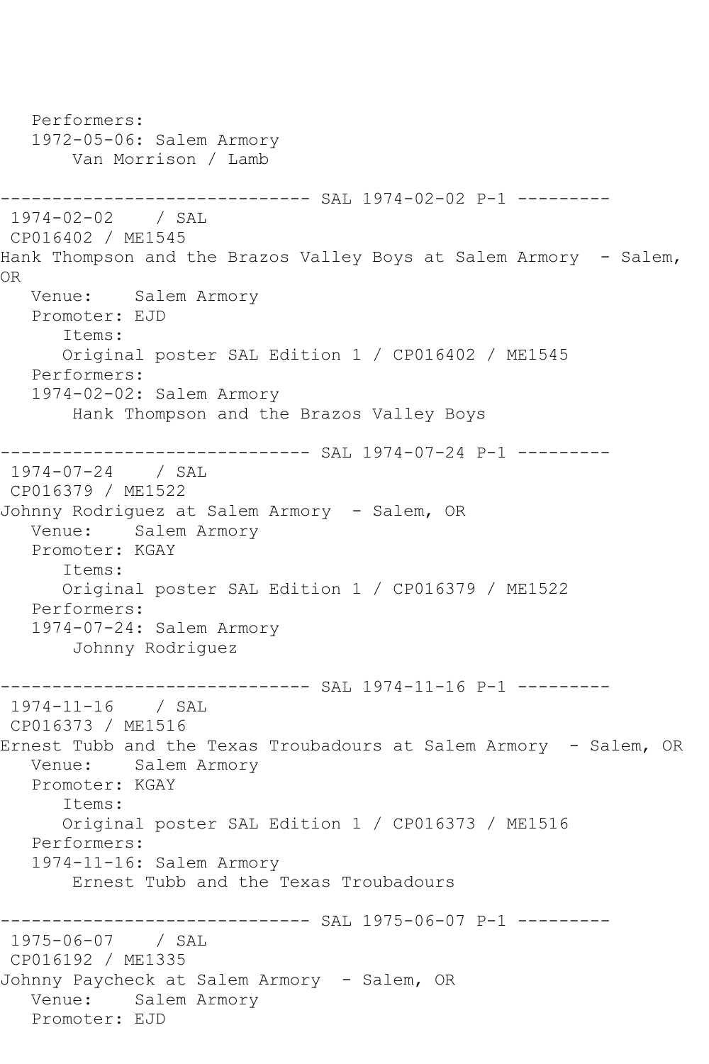Performers:
   1972-05-06: Salem Armory
       Van Morrison / Lamb

------------------------------ SAL 1974-02-02 P-1 ---------
 1974-02-02    / SAL
 CP016402 / ME1545
Hank Thompson and the Brazos Valley Boys at Salem Armory  - Salem, OR
   Venue:    Salem Armory
   Promoter: EJD
      Items:
      Original poster SAL Edition 1 / CP016402 / ME1545
   Performers:
   1974-02-02: Salem Armory
       Hank Thompson and the Brazos Valley Boys

------------------------------ SAL 1974-07-24 P-1 ---------
 1974-07-24    / SAL
 CP016379 / ME1522
Johnny Rodriguez at Salem Armory  - Salem, OR
   Venue:    Salem Armory
   Promoter: KGAY
      Items:
      Original poster SAL Edition 1 / CP016379 / ME1522
   Performers:
   1974-07-24: Salem Armory
       Johnny Rodriguez

------------------------------ SAL 1974-11-16 P-1 ---------
 1974-11-16    / SAL
 CP016373 / ME1516
Ernest Tubb and the Texas Troubadours at Salem Armory  - Salem, OR
   Venue:    Salem Armory
   Promoter: KGAY
      Items:
      Original poster SAL Edition 1 / CP016373 / ME1516
   Performers:
   1974-11-16: Salem Armory
       Ernest Tubb and the Texas Troubadours

------------------------------ SAL 1975-06-07 P-1 ---------
 1975-06-07    / SAL
 CP016192 / ME1335
Johnny Paycheck at Salem Armory  - Salem, OR
   Venue:    Salem Armory
   Promoter: EJD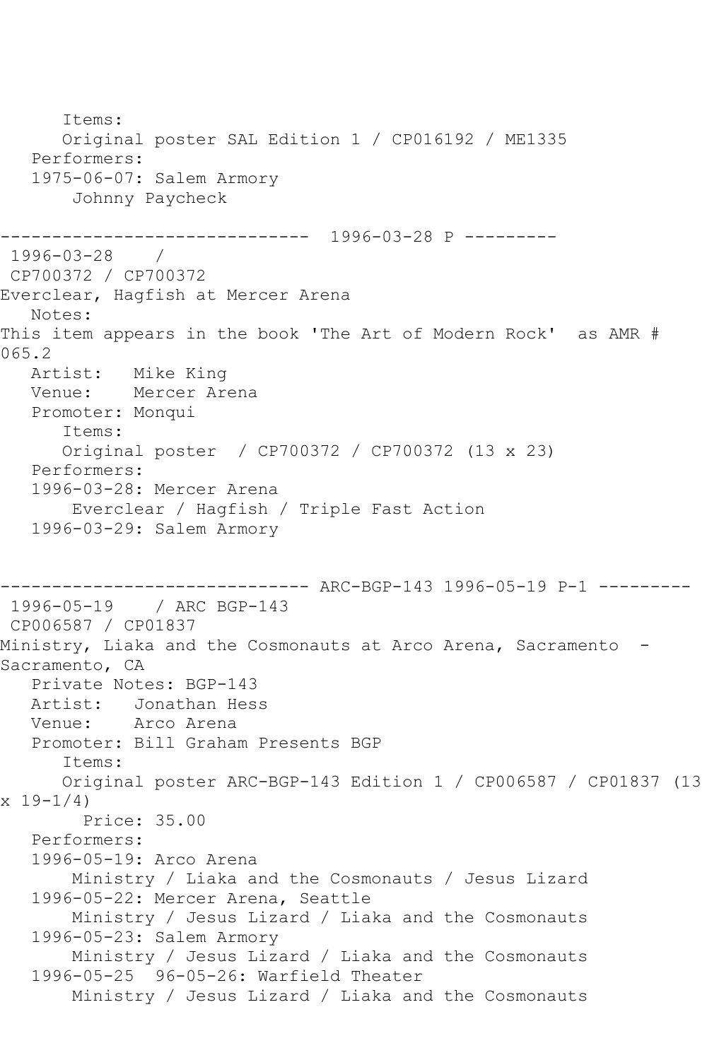```
      Items:
      Original poster SAL Edition 1 / CP016192 / ME1335
   Performers:
   1975-06-07: Salem Armory
       Johnny Paycheck

------------------------------  1996-03-28 P ---------
 1996-03-28    / 
 CP700372 / CP700372
Everclear, Hagfish at Mercer Arena
   Notes: 
This item appears in the book 'The Art of Modern Rock'  as AMR # 
065.2
   Artist:   Mike King
   Venue:    Mercer Arena
   Promoter: Monqui
      Items:
      Original poster  / CP700372 / CP700372 (13 x 23)
   Performers:
   1996-03-28: Mercer Arena
       Everclear / Hagfish / Triple Fast Action
   1996-03-29: Salem Armory


------------------------------ ARC-BGP-143 1996-05-19 P-1 ---------
 1996-05-19    / ARC BGP-143
 CP006587 / CP01837
Ministry, Liaka and the Cosmonauts at Arco Arena, Sacramento  - 
Sacramento, CA
   Private Notes: BGP-143
   Artist:   Jonathan Hess
   Venue:    Arco Arena
   Promoter: Bill Graham Presents BGP
      Items:
      Original poster ARC-BGP-143 Edition 1 / CP006587 / CP01837 (13 
x 19-1/4)
        Price: 35.00
   Performers:
   1996-05-19: Arco Arena
       Ministry / Liaka and the Cosmonauts / Jesus Lizard
   1996-05-22: Mercer Arena, Seattle
       Ministry / Jesus Lizard / Liaka and the Cosmonauts
   1996-05-23: Salem Armory
       Ministry / Jesus Lizard / Liaka and the Cosmonauts
   1996-05-25  96-05-26: Warfield Theater
       Ministry / Jesus Lizard / Liaka and the Cosmonauts
```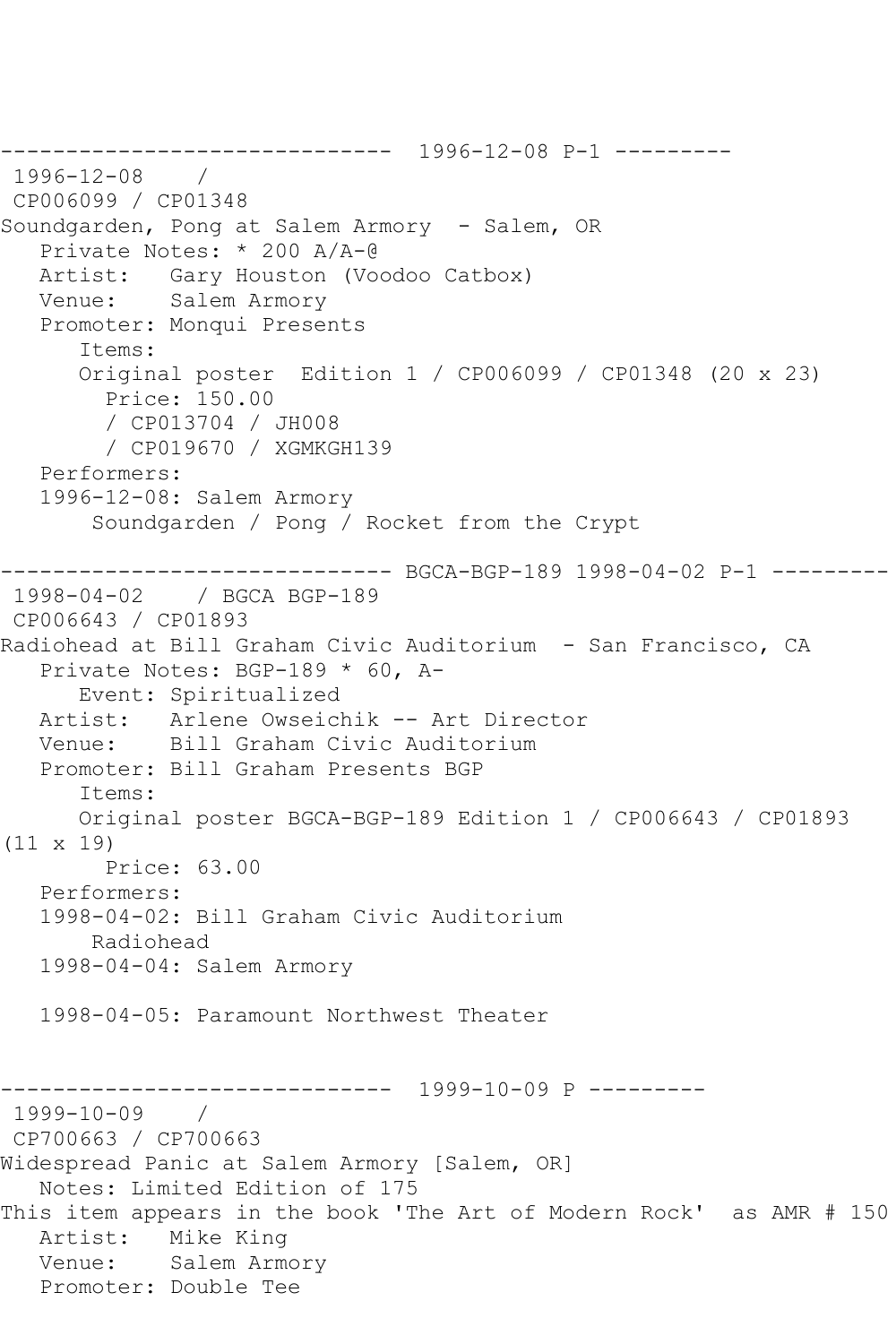------------------------------  1996-12-08 P-1 ---------
 1996-12-08    /
 CP006099 / CP01348
Soundgarden, Pong at Salem Armory  - Salem, OR
   Private Notes: * 200 A/A-@
   Artist:   Gary Houston (Voodoo Catbox)
   Venue:    Salem Armory
   Promoter: Monqui Presents
      Items:
      Original poster  Edition 1 / CP006099 / CP01348 (20 x 23)
        Price: 150.00
        / CP013704 / JH008
        / CP019670 / XGMKGH139
   Performers:
   1996-12-08: Salem Armory
       Soundgarden / Pong / Rocket from the Crypt

------------------------------ BGCA-BGP-189 1998-04-02 P-1 ---------
 1998-04-02    / BGCA BGP-189
 CP006643 / CP01893
Radiohead at Bill Graham Civic Auditorium  - San Francisco, CA
   Private Notes: BGP-189 * 60, A-
      Event: Spiritualized
   Artist:   Arlene Owseichik -- Art Director
   Venue:    Bill Graham Civic Auditorium
   Promoter: Bill Graham Presents BGP
      Items:
      Original poster BGCA-BGP-189 Edition 1 / CP006643 / CP01893
(11 x 19)
        Price: 63.00
   Performers:
   1998-04-02: Bill Graham Civic Auditorium
       Radiohead
   1998-04-04: Salem Armory

   1998-04-05: Paramount Northwest Theater

------------------------------  1999-10-09 P ---------
 1999-10-09    /
 CP700663 / CP700663
Widespread Panic at Salem Armory [Salem, OR]
   Notes: Limited Edition of 175
This item appears in the book 'The Art of Modern Rock'  as AMR # 150
   Artist:   Mike King
   Venue:    Salem Armory
   Promoter: Double Tee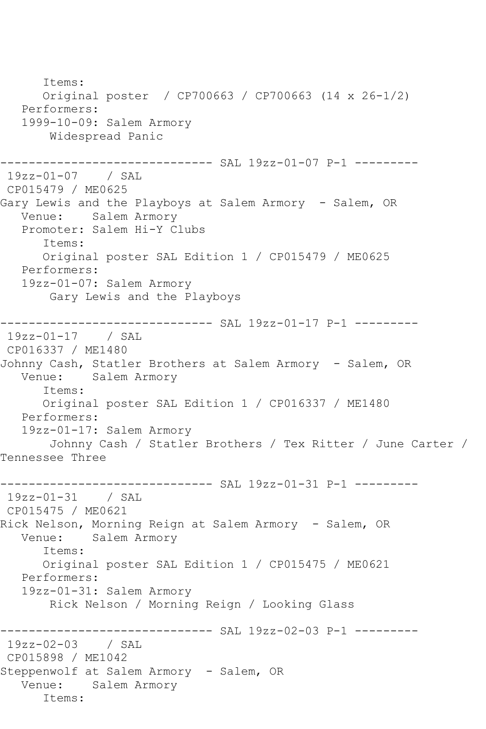Items:
Original poster  / CP700663 / CP700663 (14 x 26-1/2)
Performers:
1999-10-09: Salem Armory
Widespread Panic

------------------------------ SAL 19zz-01-07 P-1 ---------

19zz-01-07    / SAL
CP015479 / ME0625
Gary Lewis and the Playboys at Salem Armory  - Salem, OR
Venue:    Salem Armory
Promoter: Salem Hi-Y Clubs
Items:
Original poster SAL Edition 1 / CP015479 / ME0625
Performers:
19zz-01-07: Salem Armory
Gary Lewis and the Playboys

------------------------------ SAL 19zz-01-17 P-1 ---------

19zz-01-17    / SAL
CP016337 / ME1480
Johnny Cash, Statler Brothers at Salem Armory  - Salem, OR
Venue:    Salem Armory
Items:
Original poster SAL Edition 1 / CP016337 / ME1480
Performers:
19zz-01-17: Salem Armory
Johnny Cash / Statler Brothers / Tex Ritter / June Carter / Tennessee Three

------------------------------ SAL 19zz-01-31 P-1 ---------

19zz-01-31    / SAL
CP015475 / ME0621
Rick Nelson, Morning Reign at Salem Armory  - Salem, OR
Venue:    Salem Armory
Items:
Original poster SAL Edition 1 / CP015475 / ME0621
Performers:
19zz-01-31: Salem Armory
Rick Nelson / Morning Reign / Looking Glass

------------------------------ SAL 19zz-02-03 P-1 ---------

19zz-02-03    / SAL
CP015898 / ME1042
Steppenwolf at Salem Armory  - Salem, OR
Venue:    Salem Armory
Items: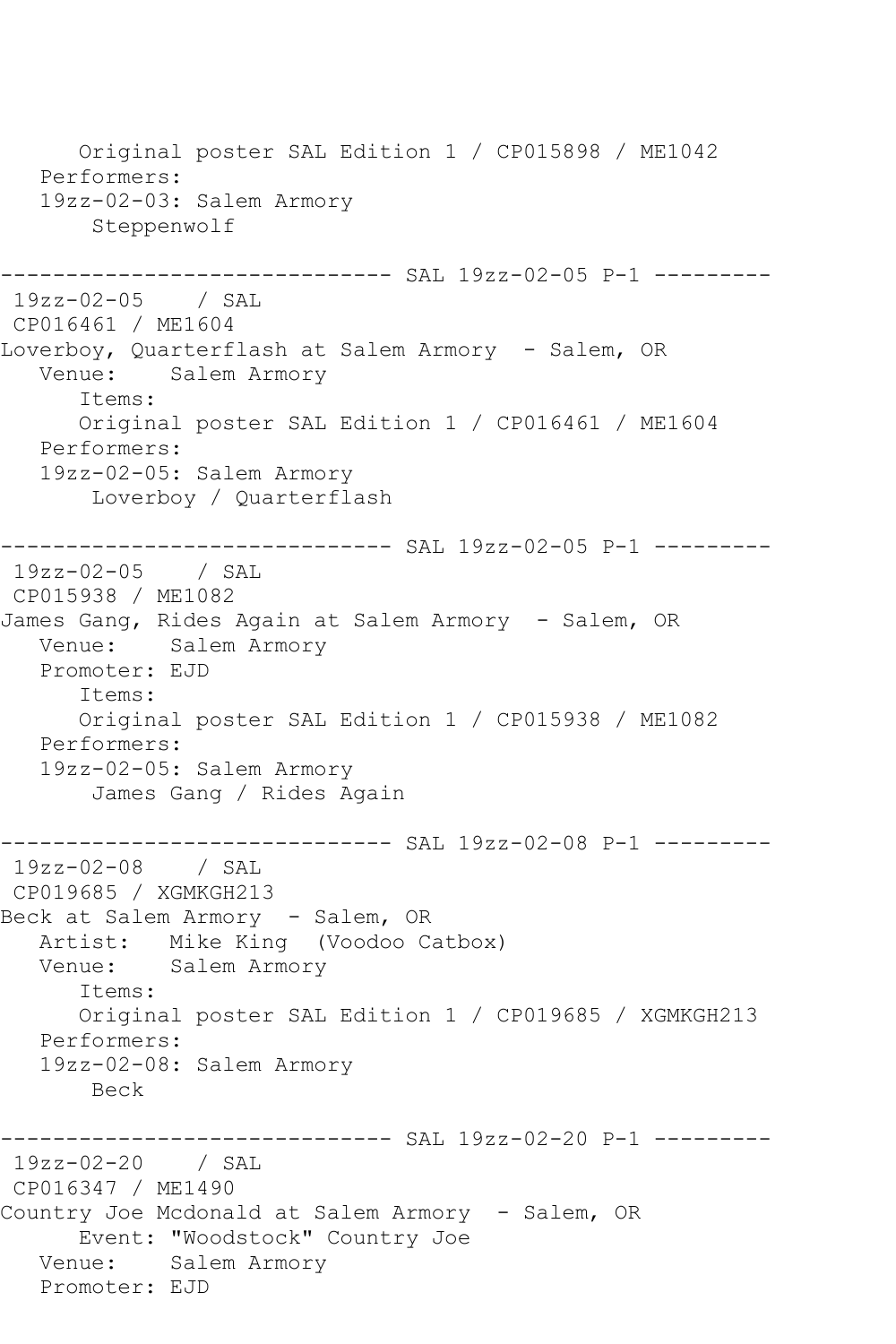```
      Original poster SAL Edition 1 / CP015898 / ME1042
   Performers:
   19zz-02-03: Salem Armory
       Steppenwolf

------------------------------ SAL 19zz-02-05 P-1 ---------
 19zz-02-05    / SAL
 CP016461 / ME1604
Loverboy, Quarterflash at Salem Armory  - Salem, OR
   Venue:    Salem Armory
      Items:
      Original poster SAL Edition 1 / CP016461 / ME1604
   Performers:
   19zz-02-05: Salem Armory
       Loverboy / Quarterflash

------------------------------ SAL 19zz-02-05 P-1 ---------
 19zz-02-05    / SAL
 CP015938 / ME1082
James Gang, Rides Again at Salem Armory  - Salem, OR
   Venue:    Salem Armory
   Promoter: EJD
      Items:
      Original poster SAL Edition 1 / CP015938 / ME1082
   Performers:
   19zz-02-05: Salem Armory
       James Gang / Rides Again

------------------------------ SAL 19zz-02-08 P-1 ---------
 19zz-02-08    / SAL
 CP019685 / XGMKGH213
Beck at Salem Armory  - Salem, OR
   Artist:   Mike King  (Voodoo Catbox)
   Venue:    Salem Armory
      Items:
      Original poster SAL Edition 1 / CP019685 / XGMKGH213
   Performers:
   19zz-02-08: Salem Armory
       Beck

------------------------------ SAL 19zz-02-20 P-1 ---------
 19zz-02-20    / SAL
 CP016347 / ME1490
Country Joe Mcdonald at Salem Armory  - Salem, OR
      Event: "Woodstock" Country Joe
   Venue:    Salem Armory
   Promoter: EJD
```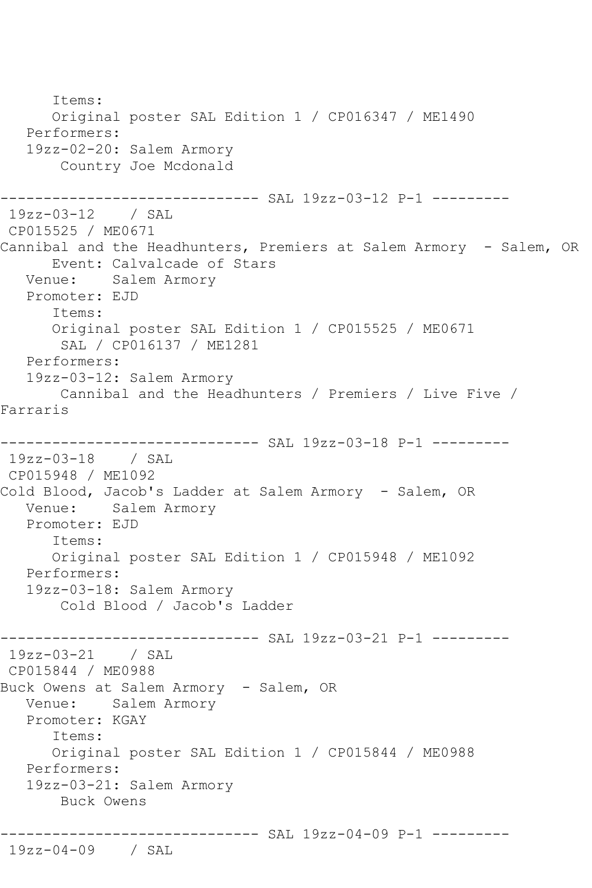```
      Items:
      Original poster SAL Edition 1 / CP016347 / ME1490
   Performers:
   19zz-02-20: Salem Armory
       Country Joe Mcdonald

------------------------------ SAL 19zz-03-12 P-1 ---------
 19zz-03-12    / SAL
 CP015525 / ME0671
Cannibal and the Headhunters, Premiers at Salem Armory  - Salem, OR
      Event: Calvalcade of Stars
   Venue:    Salem Armory
   Promoter: EJD
      Items:
      Original poster SAL Edition 1 / CP015525 / ME0671
       SAL / CP016137 / ME1281
   Performers:
   19zz-03-12: Salem Armory
       Cannibal and the Headhunters / Premiers / Live Five /
Farraris

------------------------------ SAL 19zz-03-18 P-1 ---------
 19zz-03-18    / SAL
 CP015948 / ME1092
Cold Blood, Jacob's Ladder at Salem Armory  - Salem, OR
   Venue:    Salem Armory
   Promoter: EJD
      Items:
      Original poster SAL Edition 1 / CP015948 / ME1092
   Performers:
   19zz-03-18: Salem Armory
       Cold Blood / Jacob's Ladder

------------------------------ SAL 19zz-03-21 P-1 ---------
 19zz-03-21    / SAL
 CP015844 / ME0988
Buck Owens at Salem Armory  - Salem, OR
   Venue:    Salem Armory
   Promoter: KGAY
      Items:
      Original poster SAL Edition 1 / CP015844 / ME0988
   Performers:
   19zz-03-21: Salem Armory
       Buck Owens

------------------------------ SAL 19zz-04-09 P-1 ---------
 19zz-04-09    / SAL
```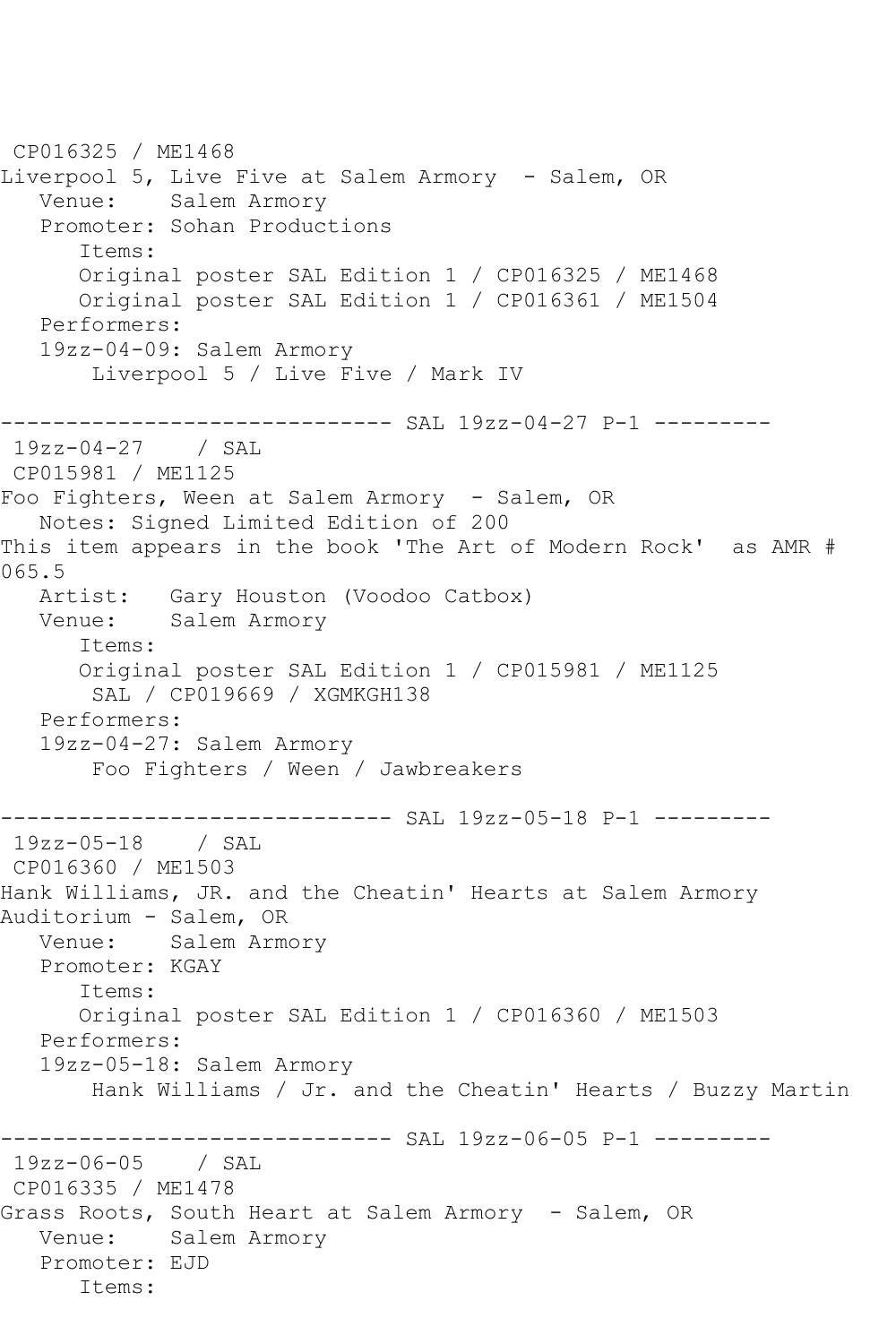CP016325 / ME1468
Liverpool 5, Live Five at Salem Armory - Salem, OR
   Venue:    Salem Armory
   Promoter: Sohan Productions
      Items:
      Original poster SAL Edition 1 / CP016325 / ME1468
      Original poster SAL Edition 1 / CP016361 / ME1504
   Performers:
   19zz-04-09: Salem Armory
       Liverpool 5 / Live Five / Mark IV

------------------------------ SAL 19zz-04-27 P-1 ---------
19zz-04-27    / SAL
CP015981 / ME1125
Foo Fighters, Ween at Salem Armory - Salem, OR
   Notes: Signed Limited Edition of 200
This item appears in the book 'The Art of Modern Rock' as AMR # 065.5
   Artist:   Gary Houston (Voodoo Catbox)
   Venue:    Salem Armory
      Items:
      Original poster SAL Edition 1 / CP015981 / ME1125
       SAL / CP019669 / XGMKGH138
   Performers:
   19zz-04-27: Salem Armory
       Foo Fighters / Ween / Jawbreakers

------------------------------ SAL 19zz-05-18 P-1 ---------
19zz-05-18    / SAL
CP016360 / ME1503
Hank Williams, JR. and the Cheatin' Hearts at Salem Armory Auditorium - Salem, OR
   Venue:    Salem Armory
   Promoter: KGAY
      Items:
      Original poster SAL Edition 1 / CP016360 / ME1503
   Performers:
   19zz-05-18: Salem Armory
       Hank Williams / Jr. and the Cheatin' Hearts / Buzzy Martin

------------------------------ SAL 19zz-06-05 P-1 ---------
19zz-06-05    / SAL
CP016335 / ME1478
Grass Roots, South Heart at Salem Armory - Salem, OR
   Venue:    Salem Armory
   Promoter: EJD
      Items: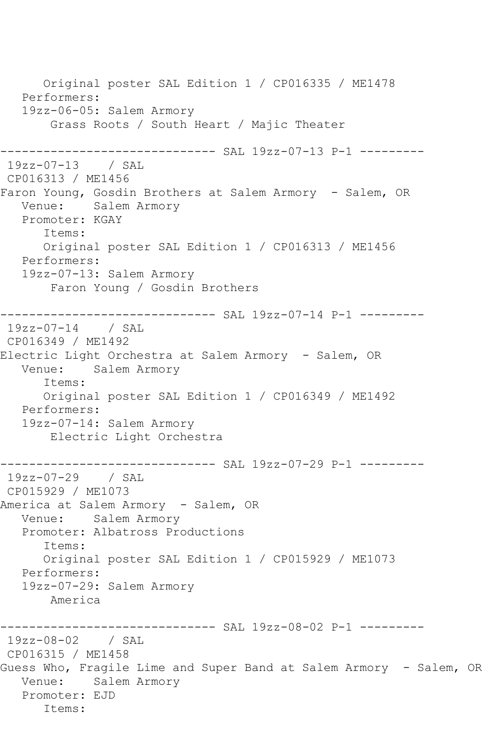```
      Original poster SAL Edition 1 / CP016335 / ME1478
   Performers:
   19zz-06-05: Salem Armory
       Grass Roots / South Heart / Majic Theater

------------------------------ SAL 19zz-07-13 P-1 ---------
 19zz-07-13    / SAL
 CP016313 / ME1456
Faron Young, Gosdin Brothers at Salem Armory  - Salem, OR
   Venue:    Salem Armory
   Promoter: KGAY
      Items:
      Original poster SAL Edition 1 / CP016313 / ME1456
   Performers:
   19zz-07-13: Salem Armory
       Faron Young / Gosdin Brothers

------------------------------ SAL 19zz-07-14 P-1 ---------
 19zz-07-14    / SAL
 CP016349 / ME1492
Electric Light Orchestra at Salem Armory  - Salem, OR
   Venue:    Salem Armory
      Items:
      Original poster SAL Edition 1 / CP016349 / ME1492
   Performers:
   19zz-07-14: Salem Armory
       Electric Light Orchestra

------------------------------ SAL 19zz-07-29 P-1 ---------
 19zz-07-29    / SAL
 CP015929 / ME1073
America at Salem Armory  - Salem, OR
   Venue:    Salem Armory
   Promoter: Albatross Productions
      Items:
      Original poster SAL Edition 1 / CP015929 / ME1073
   Performers:
   19zz-07-29: Salem Armory
       America

------------------------------ SAL 19zz-08-02 P-1 ---------
 19zz-08-02    / SAL
 CP016315 / ME1458
Guess Who, Fragile Lime and Super Band at Salem Armory  - Salem, OR
   Venue:    Salem Armory
   Promoter: EJD
      Items:
```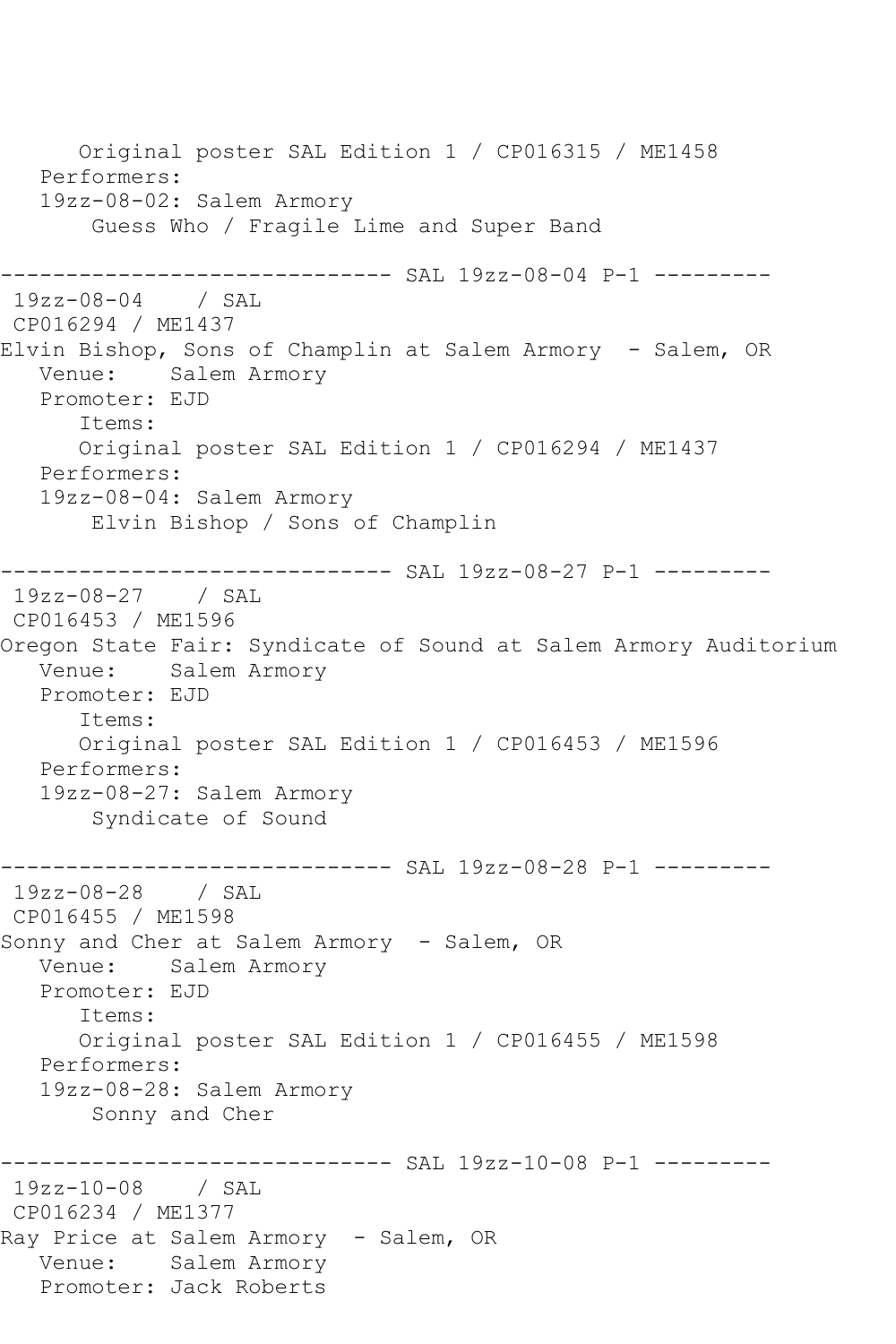```
      Original poster SAL Edition 1 / CP016315 / ME1458
   Performers:
   19zz-08-02: Salem Armory
       Guess Who / Fragile Lime and Super Band

------------------------------ SAL 19zz-08-04 P-1 ---------
 19zz-08-04    / SAL
 CP016294 / ME1437
Elvin Bishop, Sons of Champlin at Salem Armory  - Salem, OR
   Venue:    Salem Armory
   Promoter: EJD
      Items:
      Original poster SAL Edition 1 / CP016294 / ME1437
   Performers:
   19zz-08-04: Salem Armory
       Elvin Bishop / Sons of Champlin

------------------------------ SAL 19zz-08-27 P-1 ---------
 19zz-08-27    / SAL
 CP016453 / ME1596
Oregon State Fair: Syndicate of Sound at Salem Armory Auditorium
   Venue:    Salem Armory
   Promoter: EJD
      Items:
      Original poster SAL Edition 1 / CP016453 / ME1596
   Performers:
   19zz-08-27: Salem Armory
       Syndicate of Sound

------------------------------ SAL 19zz-08-28 P-1 ---------
 19zz-08-28    / SAL
 CP016455 / ME1598
Sonny and Cher at Salem Armory  - Salem, OR
   Venue:    Salem Armory
   Promoter: EJD
      Items:
      Original poster SAL Edition 1 / CP016455 / ME1598
   Performers:
   19zz-08-28: Salem Armory
       Sonny and Cher

------------------------------ SAL 19zz-10-08 P-1 ---------
 19zz-10-08    / SAL
 CP016234 / ME1377
Ray Price at Salem Armory  - Salem, OR
   Venue:    Salem Armory
   Promoter: Jack Roberts
```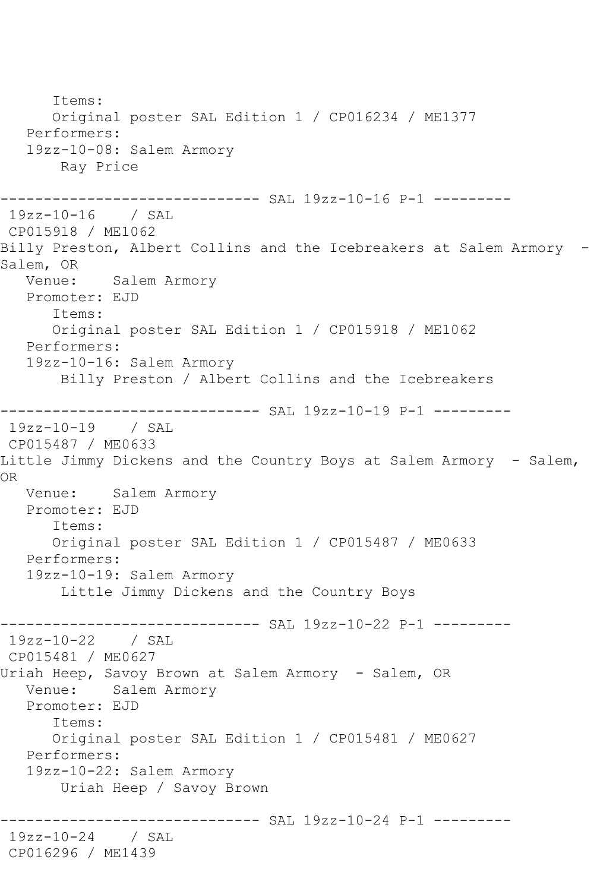```
      Items:
      Original poster SAL Edition 1 / CP016234 / ME1377
   Performers:
   19zz-10-08: Salem Armory
       Ray Price

------------------------------ SAL 19zz-10-16 P-1 ---------
 19zz-10-16    / SAL
 CP015918 / ME1062
Billy Preston, Albert Collins and the Icebreakers at Salem Armory  -
Salem, OR
   Venue:    Salem Armory
   Promoter: EJD
      Items:
      Original poster SAL Edition 1 / CP015918 / ME1062
   Performers:
   19zz-10-16: Salem Armory
       Billy Preston / Albert Collins and the Icebreakers

------------------------------ SAL 19zz-10-19 P-1 ---------
 19zz-10-19    / SAL
 CP015487 / ME0633
Little Jimmy Dickens and the Country Boys at Salem Armory  - Salem,
OR
   Venue:    Salem Armory
   Promoter: EJD
      Items:
      Original poster SAL Edition 1 / CP015487 / ME0633
   Performers:
   19zz-10-19: Salem Armory
       Little Jimmy Dickens and the Country Boys

------------------------------ SAL 19zz-10-22 P-1 ---------
 19zz-10-22    / SAL
 CP015481 / ME0627
Uriah Heep, Savoy Brown at Salem Armory  - Salem, OR
   Venue:    Salem Armory
   Promoter: EJD
      Items:
      Original poster SAL Edition 1 / CP015481 / ME0627
   Performers:
   19zz-10-22: Salem Armory
       Uriah Heep / Savoy Brown

------------------------------ SAL 19zz-10-24 P-1 ---------
 19zz-10-24    / SAL
 CP016296 / ME1439
```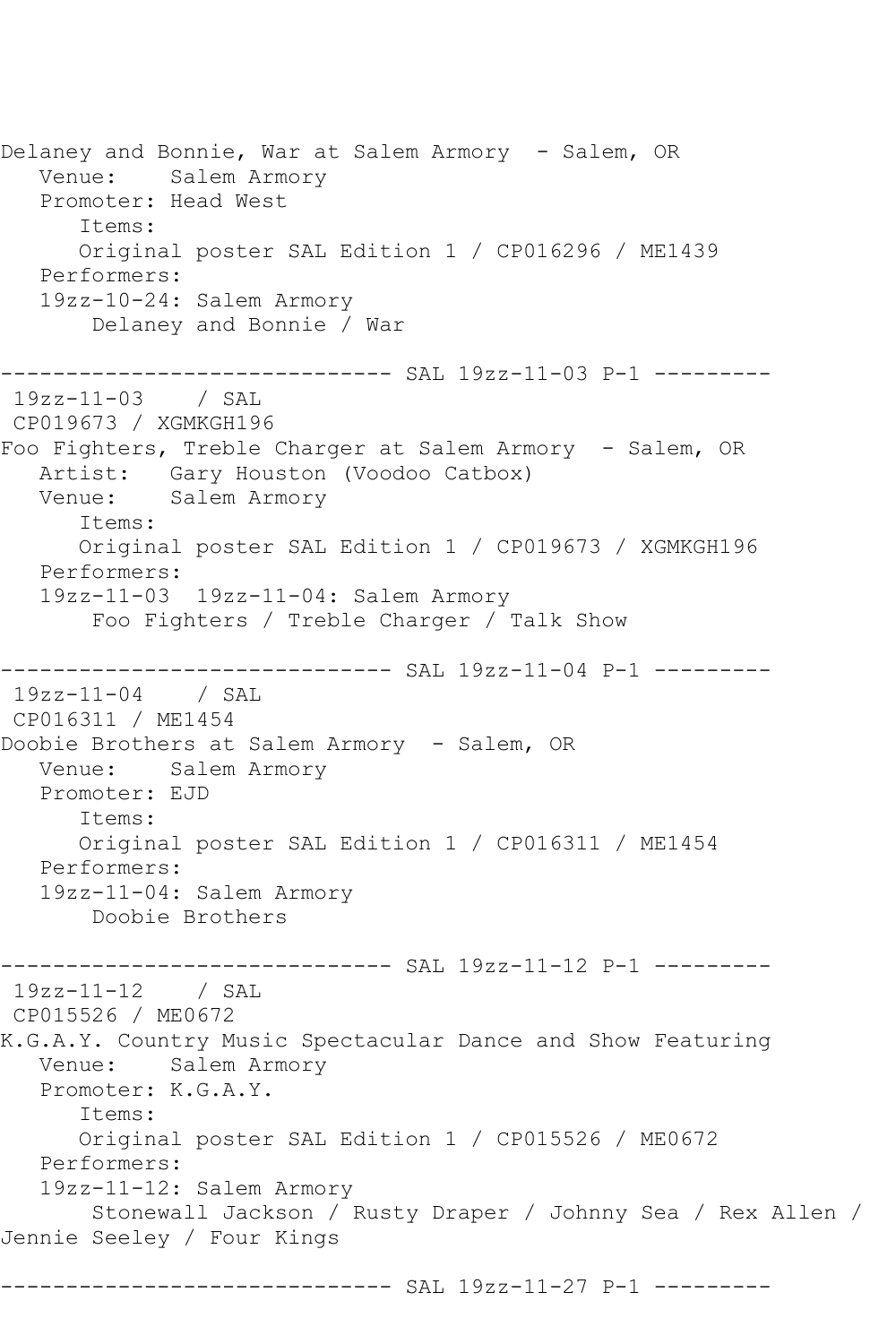```
Delaney and Bonnie, War at Salem Armory  - Salem, OR
   Venue:    Salem Armory
   Promoter: Head West
      Items:
      Original poster SAL Edition 1 / CP016296 / ME1439
   Performers:
   19zz-10-24: Salem Armory
       Delaney and Bonnie / War

------------------------------ SAL 19zz-11-03 P-1 ---------
 19zz-11-03    / SAL
 CP019673 / XGMKGH196
Foo Fighters, Treble Charger at Salem Armory  - Salem, OR
   Artist:   Gary Houston (Voodoo Catbox)
   Venue:    Salem Armory
      Items:
      Original poster SAL Edition 1 / CP019673 / XGMKGH196
   Performers:
   19zz-11-03  19zz-11-04: Salem Armory
       Foo Fighters / Treble Charger / Talk Show

------------------------------ SAL 19zz-11-04 P-1 ---------
 19zz-11-04    / SAL
 CP016311 / ME1454
Doobie Brothers at Salem Armory  - Salem, OR
   Venue:    Salem Armory
   Promoter: EJD
      Items:
      Original poster SAL Edition 1 / CP016311 / ME1454
   Performers:
   19zz-11-04: Salem Armory
       Doobie Brothers

------------------------------ SAL 19zz-11-12 P-1 ---------
 19zz-11-12    / SAL
 CP015526 / ME0672
K.G.A.Y. Country Music Spectacular Dance and Show Featuring
   Venue:    Salem Armory
   Promoter: K.G.A.Y.
      Items:
      Original poster SAL Edition 1 / CP015526 / ME0672
   Performers:
   19zz-11-12: Salem Armory
       Stonewall Jackson / Rusty Draper / Johnny Sea / Rex Allen /
Jennie Seeley / Four Kings

------------------------------ SAL 19zz-11-27 P-1 ---------
```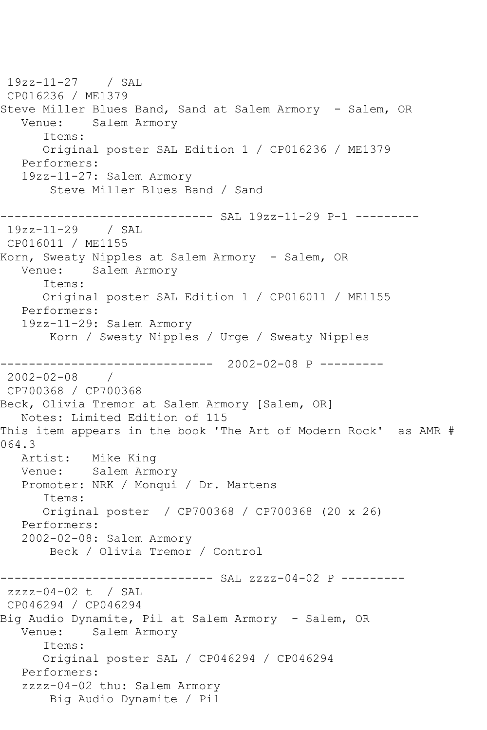```
 19zz-11-27    / SAL
 CP016236 / ME1379
Steve Miller Blues Band, Sand at Salem Armory  - Salem, OR
   Venue:    Salem Armory
      Items:
      Original poster SAL Edition 1 / CP016236 / ME1379
   Performers:
   19zz-11-27: Salem Armory
       Steve Miller Blues Band / Sand

------------------------------ SAL 19zz-11-29 P-1 ---------
 19zz-11-29    / SAL
 CP016011 / ME1155
Korn, Sweaty Nipples at Salem Armory  - Salem, OR
   Venue:    Salem Armory
      Items:
      Original poster SAL Edition 1 / CP016011 / ME1155
   Performers:
   19zz-11-29: Salem Armory
       Korn / Sweaty Nipples / Urge / Sweaty Nipples

------------------------------  2002-02-08 P ---------
 2002-02-08    /
 CP700368 / CP700368
Beck, Olivia Tremor at Salem Armory [Salem, OR]
   Notes: Limited Edition of 115
This item appears in the book 'The Art of Modern Rock'  as AMR #
064.3
   Artist:   Mike King
   Venue:    Salem Armory
   Promoter: NRK / Monqui / Dr. Martens
      Items:
      Original poster  / CP700368 / CP700368 (20 x 26)
   Performers:
   2002-02-08: Salem Armory
       Beck / Olivia Tremor / Control

------------------------------ SAL zzzz-04-02 P ---------
 zzzz-04-02 t  / SAL
 CP046294 / CP046294
Big Audio Dynamite, Pil at Salem Armory  - Salem, OR
   Venue:    Salem Armory
      Items:
      Original poster SAL / CP046294 / CP046294
   Performers:
   zzzz-04-02 thu: Salem Armory
       Big Audio Dynamite / Pil
```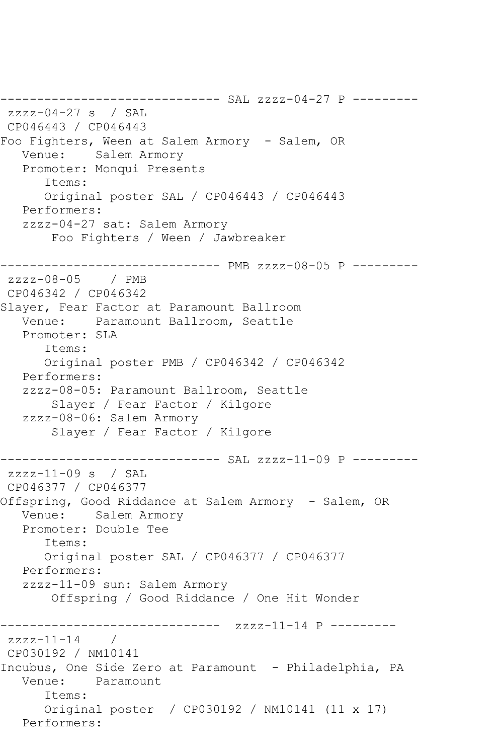```
------------------------------ SAL zzzz-04-27 P ---------
 zzzz-04-27 s  / SAL
 CP046443 / CP046443
Foo Fighters, Ween at Salem Armory  - Salem, OR
   Venue:    Salem Armory
   Promoter: Monqui Presents
      Items:
      Original poster SAL / CP046443 / CP046443
   Performers:
   zzzz-04-27 sat: Salem Armory
       Foo Fighters / Ween / Jawbreaker

------------------------------ PMB zzzz-08-05 P ---------
 zzzz-08-05    / PMB
 CP046342 / CP046342
Slayer, Fear Factor at Paramount Ballroom
   Venue:    Paramount Ballroom, Seattle
   Promoter: SLA
      Items:
      Original poster PMB / CP046342 / CP046342
   Performers:
   zzzz-08-05: Paramount Ballroom, Seattle
       Slayer / Fear Factor / Kilgore
   zzzz-08-06: Salem Armory
       Slayer / Fear Factor / Kilgore

------------------------------ SAL zzzz-11-09 P ---------
 zzzz-11-09 s  / SAL
 CP046377 / CP046377
Offspring, Good Riddance at Salem Armory  - Salem, OR
   Venue:    Salem Armory
   Promoter: Double Tee
      Items:
      Original poster SAL / CP046377 / CP046377
   Performers:
   zzzz-11-09 sun: Salem Armory
       Offspring / Good Riddance / One Hit Wonder

------------------------------  zzzz-11-14 P ---------
 zzzz-11-14    /
 CP030192 / NM10141
Incubus, One Side Zero at Paramount  - Philadelphia, PA
   Venue:    Paramount
      Items:
      Original poster  / CP030192 / NM10141 (11 x 17)
   Performers:
```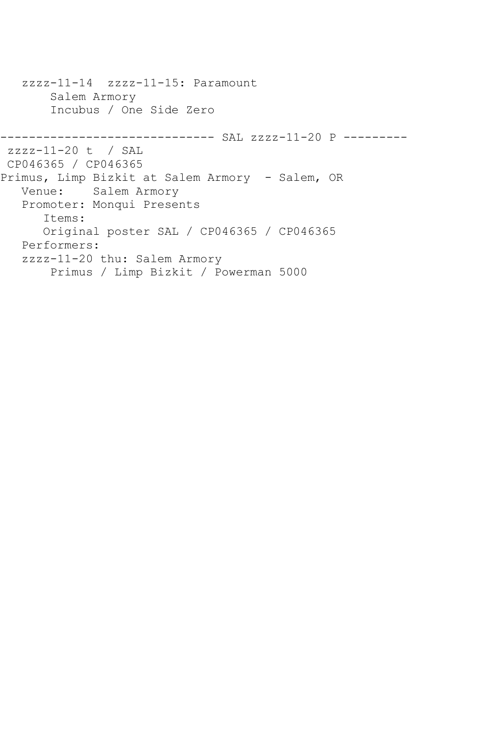```
   zzzz-11-14  zzzz-11-15: Paramount
       Salem Armory
       Incubus / One Side Zero

------------------------------ SAL zzzz-11-20 P ---------
 zzzz-11-20 t  / SAL
 CP046365 / CP046365
Primus, Limp Bizkit at Salem Armory  - Salem, OR
   Venue:    Salem Armory
   Promoter: Monqui Presents
      Items:
      Original poster SAL / CP046365 / CP046365
   Performers:
   zzzz-11-20 thu: Salem Armory
       Primus / Limp Bizkit / Powerman 5000
```